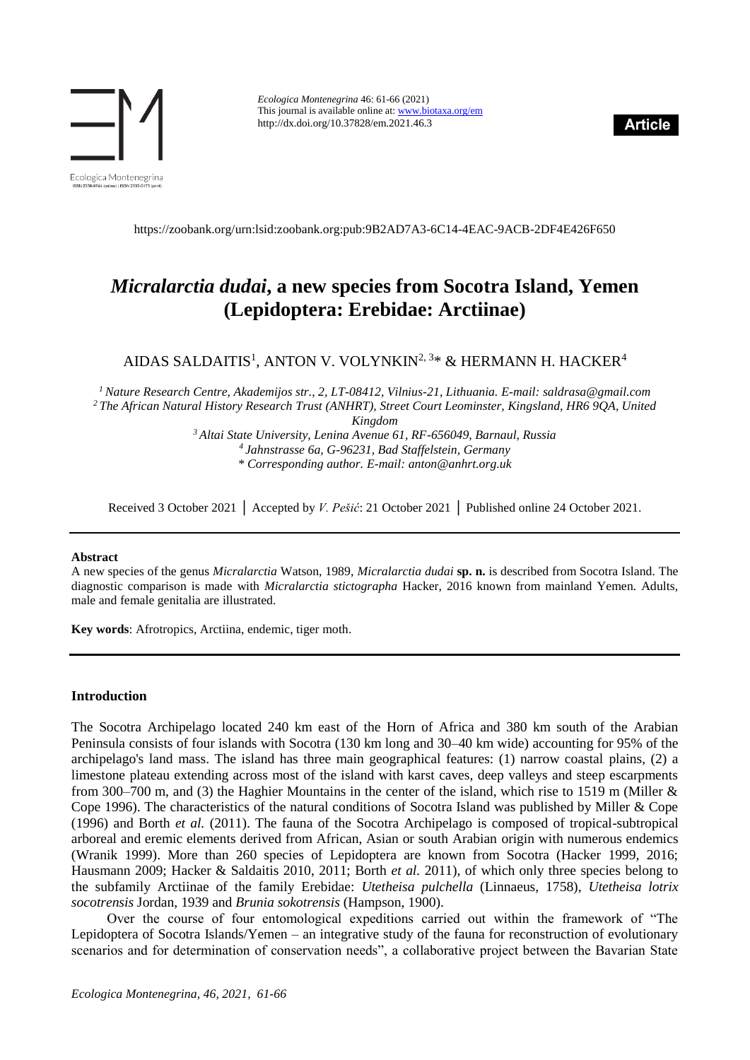https://zoobank.org/urn:lsid:zoobank.org:pub:9B2AD7A3-6C14-4EAC-9ACB-2DF4E426F650

# *Micralarctia dudai*, a new species from Socotra Island, Yemen (Lepidoptera: Erebidae: Arctiinae)

AIDAS SALDAITIS[1], ANTON V. VOLYNKIN[2, 3]* & HERMANN H. HACKER[4]

[1] *Nature Research Centre, Akademijos str., 2, LT-08412, Vilnius-21, Lithuania. E-mail: saldrasa@gmail.com*
[2] *The African Natural History Research Trust (ANHRT), Street Court Leominster, Kingsland, HR6 9QA, United Kingdom*
[3] *Altai State University, Lenina Avenue 61, RF-656049, Barnaul, Russia*
[4] *Jahnstrasse 6a, G-96231, Bad Staffelstein, Germany*
\* *Corresponding author. E-mail: anton@anhrt.org.uk*

Received 3 October 2021 │ Accepted by *V. Pešić*: 21 October 2021 │ Published online 24 October 2021.

**Abstract**

A new species of the genus *Micralarctia* Watson, 1989, *Micralarctia dudai* **sp. n.** is described from Socotra Island. The diagnostic comparison is made with *Micralarctia stictographa* Hacker, 2016 known from mainland Yemen. Adults, male and female genitalia are illustrated.

**Key words**: Afrotropics, Arctiina, endemic, tiger moth.

## Introduction

The Socotra Archipelago located 240 km east of the Horn of Africa and 380 km south of the Arabian Peninsula consists of four islands with Socotra (130 km long and 30–40 km wide) accounting for 95% of the archipelago's land mass. The island has three main geographical features: (1) narrow coastal plains, (2) a limestone plateau extending across most of the island with karst caves, deep valleys and steep escarpments from 300–700 m, and (3) the Haghier Mountains in the center of the island, which rise to 1519 m (Miller & Cope 1996). The characteristics of the natural conditions of Socotra Island was published by Miller & Cope (1996) and Borth *et al.* (2011). The fauna of the Socotra Archipelago is composed of tropical-subtropical arboreal and eremic elements derived from African, Asian or south Arabian origin with numerous endemics (Wranik 1999). More than 260 species of Lepidoptera are known from Socotra (Hacker 1999, 2016; Hausmann 2009; Hacker & Saldaitis 2010, 2011; Borth *et al.* 2011), of which only three species belong to the subfamily Arctiinae of the family Erebidae: *Utetheisa pulchella* (Linnaeus, 1758), *Utetheisa lotrix socotrensis* Jordan, 1939 and *Brunia sokotrensis* (Hampson, 1900).

Over the course of four entomological expeditions carried out within the framework of "The Lepidoptera of Socotra Islands/Yemen – an integrative study of the fauna for reconstruction of evolutionary scenarios and for determination of conservation needs", a collaborative project between the Bavarian State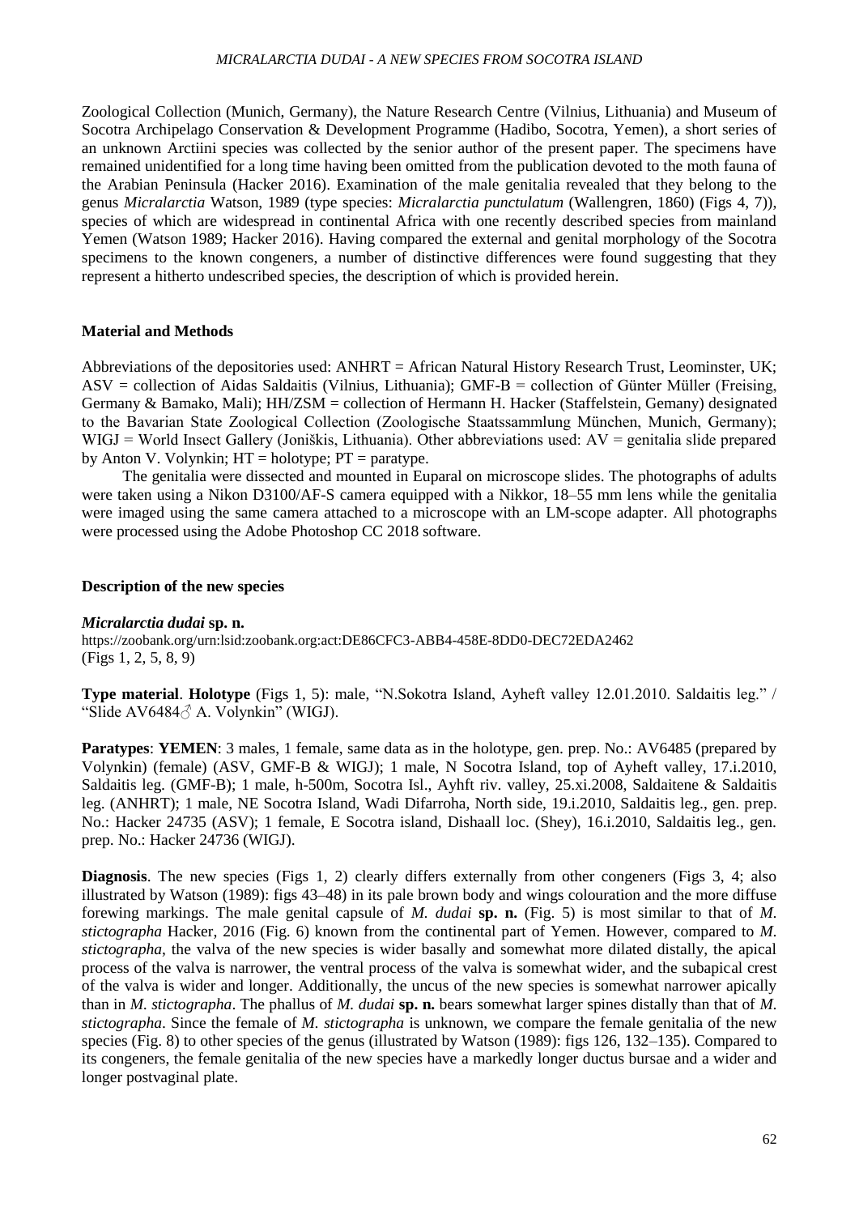Zoological Collection (Munich, Germany), the Nature Research Centre (Vilnius, Lithuania) and Museum of Socotra Archipelago Conservation & Development Programme (Hadibo, Socotra, Yemen), a short series of an unknown Arctiini species was collected by the senior author of the present paper. The specimens have remained unidentified for a long time having been omitted from the publication devoted to the moth fauna of the Arabian Peninsula (Hacker 2016). Examination of the male genitalia revealed that they belong to the genus *Micralarctia* Watson, 1989 (type species: *Micralarctia punctulatum* (Wallengren, 1860) (Figs 4, 7)), species of which are widespread in continental Africa with one recently described species from mainland Yemen (Watson 1989; Hacker 2016). Having compared the external and genital morphology of the Socotra specimens to the known congeners, a number of distinctive differences were found suggesting that they represent a hitherto undescribed species, the description of which is provided herein.

## Material and Methods

Abbreviations of the depositories used: ANHRT = African Natural History Research Trust, Leominster, UK; ASV = collection of Aidas Saldaitis (Vilnius, Lithuania); GMF-B = collection of Günter Müller (Freising, Germany & Bamako, Mali); HH/ZSM = collection of Hermann H. Hacker (Staffelstein, Gemany) designated to the Bavarian State Zoological Collection (Zoologische Staatssammlung München, Munich, Germany); WIGJ = World Insect Gallery (Joniškis, Lithuania). Other abbreviations used: AV = genitalia slide prepared by Anton V. Volynkin; HT = holotype; PT = paratype.

The genitalia were dissected and mounted in Euparal on microscope slides. The photographs of adults were taken using a Nikon D3100/AF-S camera equipped with a Nikkor, 18–55 mm lens while the genitalia were imaged using the same camera attached to a microscope with an LM-scope adapter. All photographs were processed using the Adobe Photoshop CC 2018 software.

## Description of the new species

### *Micralarctia dudai* sp. n.

https://zoobank.org/urn:lsid:zoobank.org:act:DE86CFC3-ABB4-458E-8DD0-DEC72EDA2462
(Figs 1, 2, 5, 8, 9)

**Type material**. **Holotype** (Figs 1, 5): male, "N.Sokotra Island, Ayheft valley 12.01.2010. Saldaitis leg." / "Slide AV6484♂ A. Volynkin" (WIGJ).

**Paratypes**: **YEMEN**: 3 males, 1 female, same data as in the holotype, gen. prep. No.: AV6485 (prepared by Volynkin) (female) (ASV, GMF-B & WIGJ); 1 male, N Socotra Island, top of Ayheft valley, 17.i.2010, Saldaitis leg. (GMF-B); 1 male, h-500m, Socotra Isl., Ayhft riv. valley, 25.xi.2008, Saldaitene & Saldaitis leg. (ANHRT); 1 male, NE Socotra Island, Wadi Difarroha, North side, 19.i.2010, Saldaitis leg., gen. prep. No.: Hacker 24735 (ASV); 1 female, E Socotra island, Dishaall loc. (Shey), 16.i.2010, Saldaitis leg., gen. prep. No.: Hacker 24736 (WIGJ).

**Diagnosis**. The new species (Figs 1, 2) clearly differs externally from other congeners (Figs 3, 4; also illustrated by Watson (1989): figs 43–48) in its pale brown body and wings colouration and the more diffuse forewing markings. The male genital capsule of *M. dudai* **sp. n.** (Fig. 5) is most similar to that of *M. stictographa* Hacker, 2016 (Fig. 6) known from the continental part of Yemen. However, compared to *M. stictographa*, the valva of the new species is wider basally and somewhat more dilated distally, the apical process of the valva is narrower, the ventral process of the valva is somewhat wider, and the subapical crest of the valva is wider and longer. Additionally, the uncus of the new species is somewhat narrower apically than in *M. stictographa*. The phallus of *M. dudai* **sp. n.** bears somewhat larger spines distally than that of *M. stictographa*. Since the female of *M. stictographa* is unknown, we compare the female genitalia of the new species (Fig. 8) to other species of the genus (illustrated by Watson (1989): figs 126, 132–135). Compared to its congeners, the female genitalia of the new species have a markedly longer ductus bursae and a wider and longer postvaginal plate.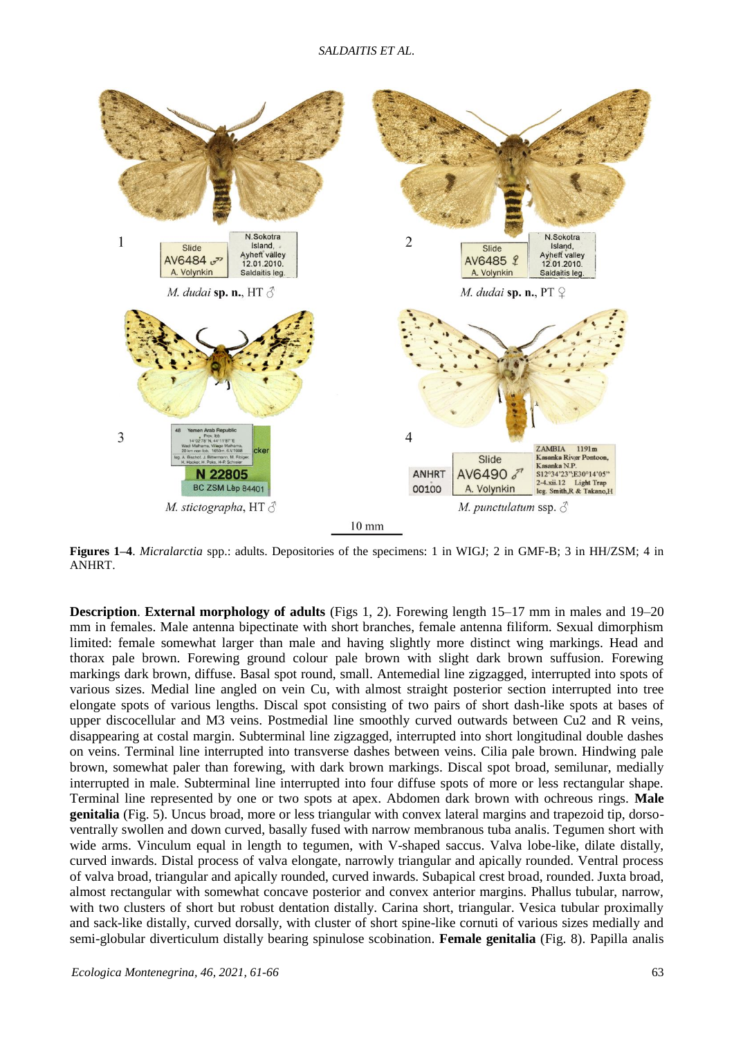**Figures 1–4**. *Micralarctia* spp.: adults. Depositories of the specimens: 1 in WIGJ; 2 in GMF-B; 3 in HH/ZSM; 4 in ANHRT.

**Description**. **External morphology of adults** (Figs 1, 2). Forewing length 15–17 mm in males and 19–20 mm in females. Male antenna bipectinate with short branches, female antenna filiform. Sexual dimorphism limited: female somewhat larger than male and having slightly more distinct wing markings. Head and thorax pale brown. Forewing ground colour pale brown with slight dark brown suffusion. Forewing markings dark brown, diffuse. Basal spot round, small. Antemedial line zigzagged, interrupted into spots of various sizes. Medial line angled on vein Cu, with almost straight posterior section interrupted into tree elongate spots of various lengths. Discal spot consisting of two pairs of short dash-like spots at bases of upper discocellular and M3 veins. Postmedial line smoothly curved outwards between Cu2 and R veins, disappearing at costal margin. Subterminal line zigzagged, interrupted into short longitudinal double dashes on veins. Terminal line interrupted into transverse dashes between veins. Cilia pale brown. Hindwing pale brown, somewhat paler than forewing, with dark brown markings. Discal spot broad, semilunar, medially interrupted in male. Subterminal line interrupted into four diffuse spots of more or less rectangular shape. Terminal line represented by one or two spots at apex. Abdomen dark brown with ochreous rings. **Male genitalia** (Fig. 5). Uncus broad, more or less triangular with convex lateral margins and trapezoid tip, dorso-ventrally swollen and down curved, basally fused with narrow membranous tuba analis. Tegumen short with wide arms. Vinculum equal in length to tegumen, with V-shaped saccus. Valva lobe-like, dilate distally, curved inwards. Distal process of valva elongate, narrowly triangular and apically rounded. Ventral process of valva broad, triangular and apically rounded, curved inwards. Subapical crest broad, rounded. Juxta broad, almost rectangular with somewhat concave posterior and convex anterior margins. Phallus tubular, narrow, with two clusters of short but robust dentation distally. Carina short, triangular. Vesica tubular proximally and sack-like distally, curved dorsally, with cluster of short spine-like cornuti of various sizes medially and semi-globular diverticulum distally bearing spinulose scobination. **Female genitalia** (Fig. 8). Papilla analis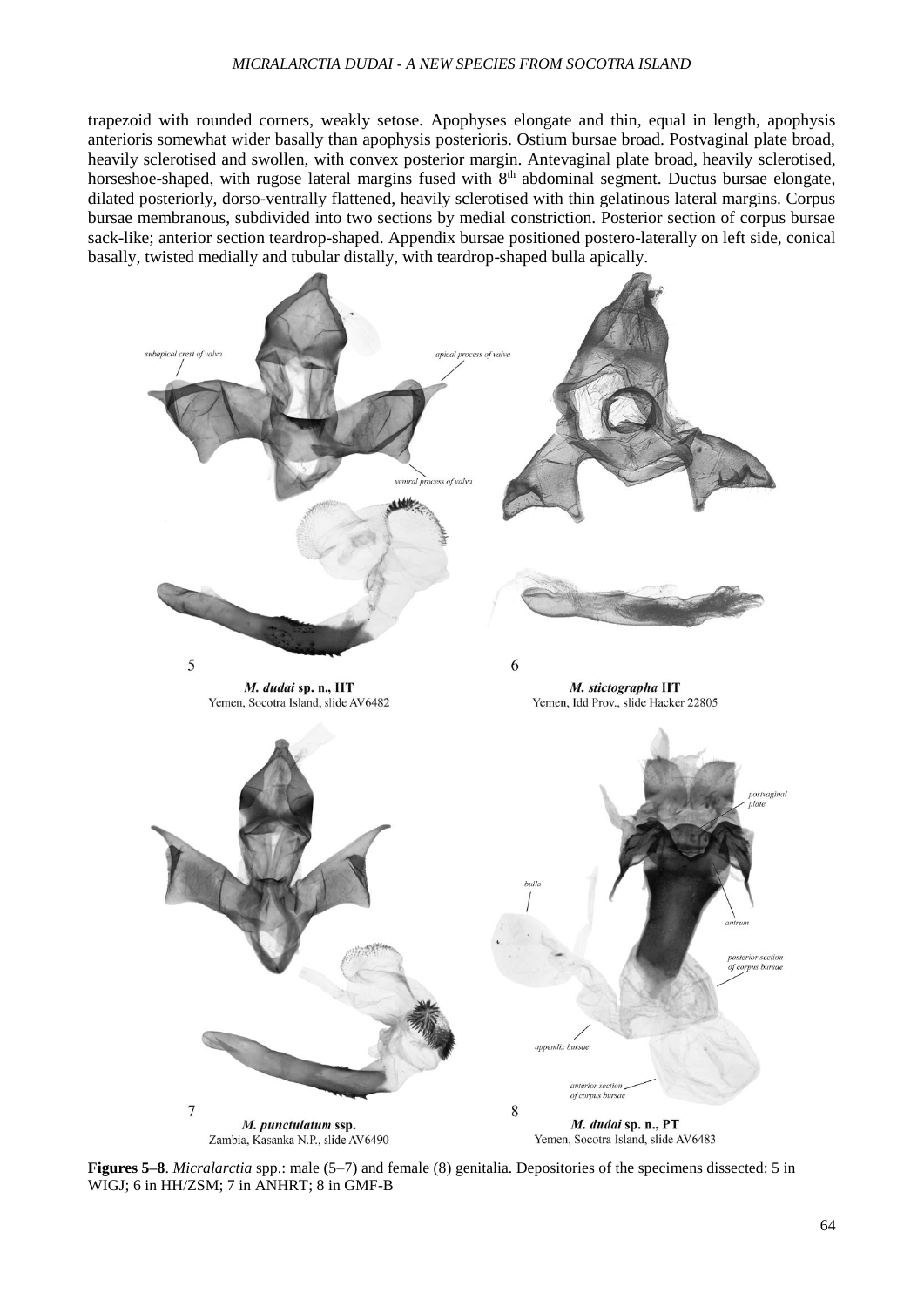trapezoid with rounded corners, weakly setose. Apophyses elongate and thin, equal in length, apophysis anterioris somewhat wider basally than apophysis posterioris. Ostium bursae broad. Postvaginal plate broad, heavily sclerotised and swollen, with convex posterior margin. Antevaginal plate broad, heavily sclerotised, horseshoe-shaped, with rugose lateral margins fused with 8th abdominal segment. Ductus bursae elongate, dilated posteriorly, dorso-ventrally flattened, heavily sclerotised with thin gelatinous lateral margins. Corpus bursae membranous, subdivided into two sections by medial constriction. Posterior section of corpus bursae sack-like; anterior section teardrop-shaped. Appendix bursae positioned postero-laterally on left side, conical basally, twisted medially and tubular distally, with teardrop-shaped bulla apically.

**Figures 5–8**. *Micralarctia* spp.: male (5–7) and female (8) genitalia. Depositories of the specimens dissected: 5 in WIGJ; 6 in HH/ZSM; 7 in ANHRT; 8 in GMF-B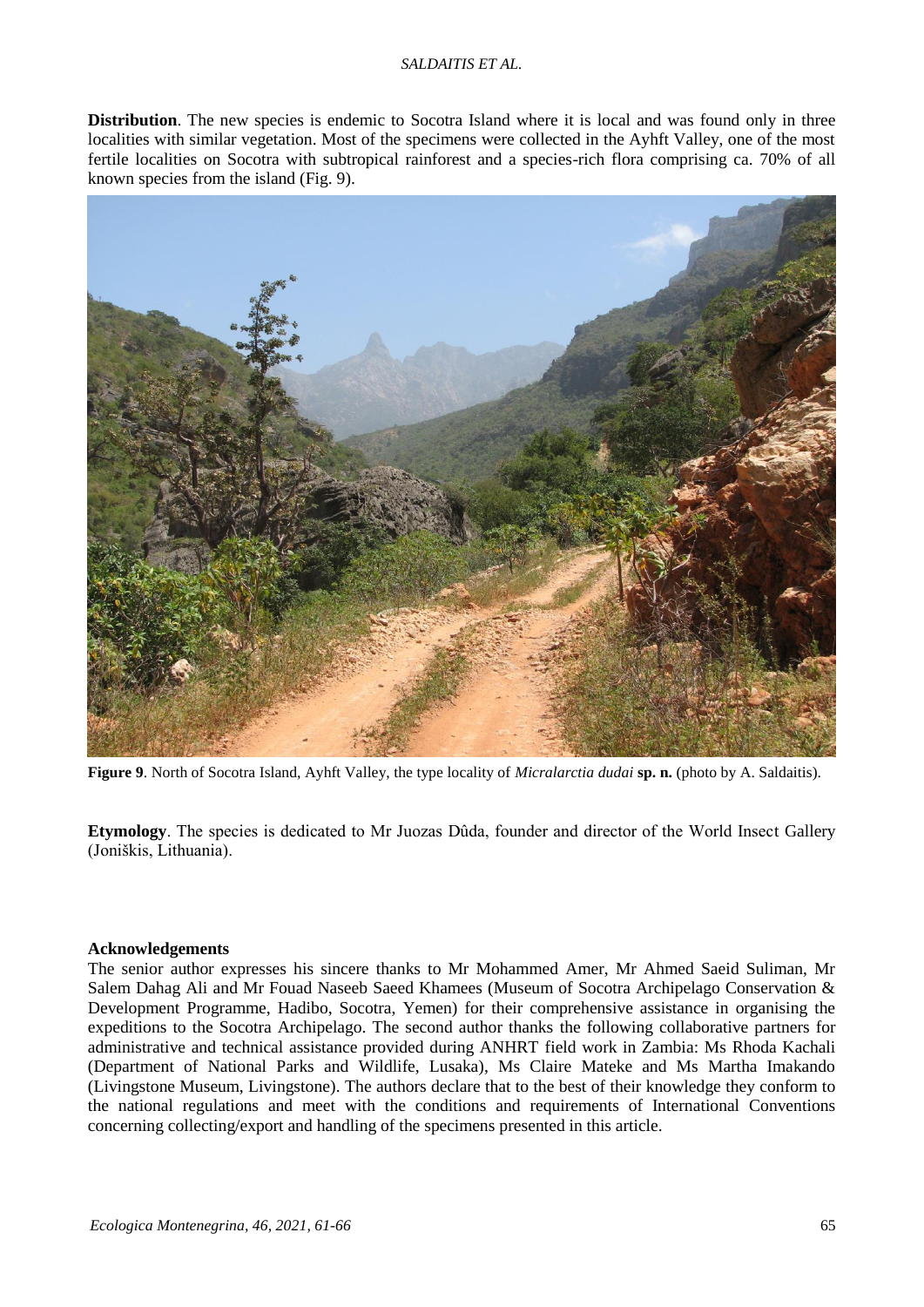**Distribution**. The new species is endemic to Socotra Island where it is local and was found only in three localities with similar vegetation. Most of the specimens were collected in the Ayhft Valley, one of the most fertile localities on Socotra with subtropical rainforest and a species-rich flora comprising ca. 70% of all known species from the island (Fig. 9).

**Figure 9**. North of Socotra Island, Ayhft Valley, the type locality of *Micralarctia dudai* **sp. n.** (photo by A. Saldaitis).

**Etymology**. The species is dedicated to Mr Juozas Dûda, founder and director of the World Insect Gallery (Joniškis, Lithuania).

**Acknowledgements**

The senior author expresses his sincere thanks to Mr Mohammed Amer, Mr Ahmed Saeid Suliman, Mr Salem Dahag Ali and Mr Fouad Naseeb Saeed Khamees (Museum of Socotra Archipelago Conservation & Development Programme, Hadibo, Socotra, Yemen) for their comprehensive assistance in organising the expeditions to the Socotra Archipelago. The second author thanks the following collaborative partners for administrative and technical assistance provided during ANHRT field work in Zambia: Ms Rhoda Kachali (Department of National Parks and Wildlife, Lusaka), Ms Claire Mateke and Ms Martha Imakando (Livingstone Museum, Livingstone). The authors declare that to the best of their knowledge they conform to the national regulations and meet with the conditions and requirements of International Conventions concerning collecting/export and handling of the specimens presented in this article.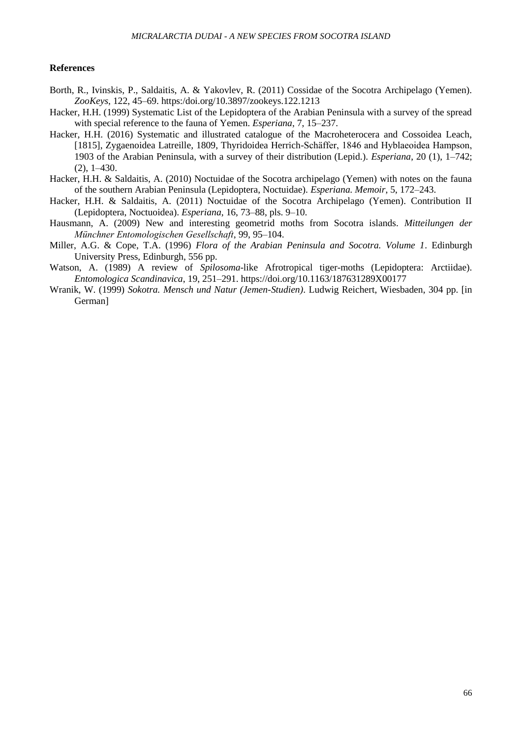## References

Borth, R., Ivinskis, P., Saldaitis, A. & Yakovlev, R. (2011) Cossidae of the Socotra Archipelago (Yemen). *ZooKeys*, 122, 45–69. https:/doi.org/10.3897/zookeys.122.1213

Hacker, H.H. (1999) Systematic List of the Lepidoptera of the Arabian Peninsula with a survey of the spread with special reference to the fauna of Yemen. *Esperiana*, 7, 15–237.

Hacker, H.H. (2016) Systematic and illustrated catalogue of the Macroheterocera and Cossoidea Leach, [1815], Zygaenoidea Latreille, 1809, Thyridoidea Herrich-Schäffer, 1846 and Hyblaeoidea Hampson, 1903 of the Arabian Peninsula, with a survey of their distribution (Lepid.). *Esperiana*, 20 (1), 1–742; (2), 1–430.

Hacker, H.H. & Saldaitis, A. (2010) Noctuidae of the Socotra archipelago (Yemen) with notes on the fauna of the southern Arabian Peninsula (Lepidoptera, Noctuidae). *Esperiana. Memoir*, 5, 172–243.

Hacker, H.H. & Saldaitis, A. (2011) Noctuidae of the Socotra Archipelago (Yemen). Contribution II (Lepidoptera, Noctuoidea). *Esperiana*, 16, 73–88, pls. 9–10.

Hausmann, A. (2009) New and interesting geometrid moths from Socotra islands. *Mitteilungen der Münchner Entomologischen Gesellschaft*, 99, 95–104.

Miller, A.G. & Cope, T.A. (1996) *Flora of the Arabian Peninsula and Socotra. Volume 1*. Edinburgh University Press, Edinburgh, 556 pp.

Watson, A. (1989) A review of *Spilosoma*-like Afrotropical tiger-moths (Lepidoptera: Arctiidae). *Entomologica Scandinavica*, 19, 251–291. https://doi.org/10.1163/187631289X00177

Wranik, W. (1999) *Sokotra. Mensch und Natur (Jemen-Studien)*. Ludwig Reichert, Wiesbaden, 304 pp. [in German]